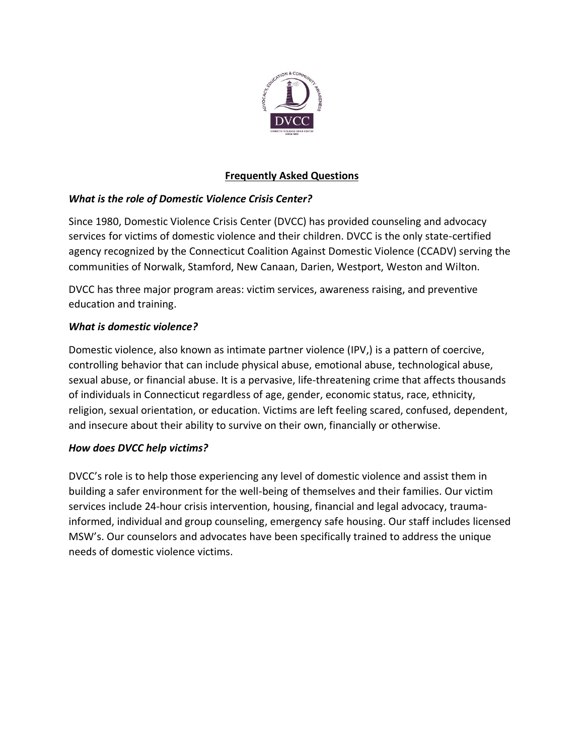## Frequently Asked Questions

***What is the role of Domestic Violence Crisis Center?***

Since 1980, Domestic Violence Crisis Center (DVCC) has provided counseling and advocacy services for victims of domestic violence and their children. DVCC is the only state-certified agency recognized by the Connecticut Coalition Against Domestic Violence (CCADV) serving the communities of Norwalk, Stamford, New Canaan, Darien, Westport, Weston and Wilton.

DVCC has three major program areas: victim services, awareness raising, and preventive education and training.

***What is domestic violence?***

Domestic violence, also known as intimate partner violence (IPV,) is a pattern of coercive, controlling behavior that can include physical abuse, emotional abuse, technological abuse, sexual abuse, or financial abuse. It is a pervasive, life-threatening crime that affects thousands of individuals in Connecticut regardless of age, gender, economic status, race, ethnicity, religion, sexual orientation, or education. Victims are left feeling scared, confused, dependent, and insecure about their ability to survive on their own, financially or otherwise.

***How does DVCC help victims?***

DVCC's role is to help those experiencing any level of domestic violence and assist them in building a safer environment for the well-being of themselves and their families. Our victim services include 24-hour crisis intervention, housing, financial and legal advocacy, trauma-informed, individual and group counseling, emergency safe housing. Our staff includes licensed MSW's. Our counselors and advocates have been specifically trained to address the unique needs of domestic violence victims.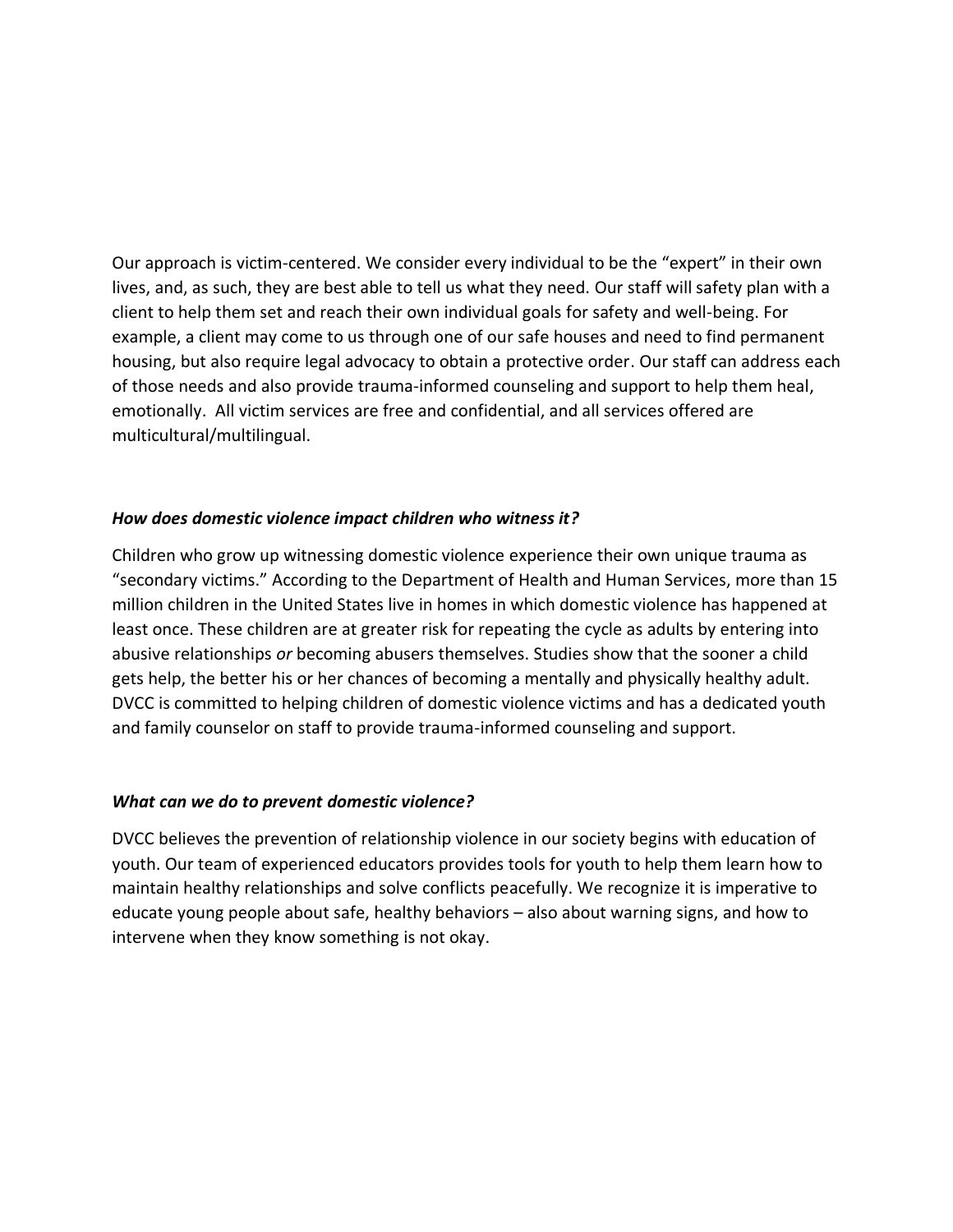Our approach is victim-centered. We consider every individual to be the "expert" in their own lives, and, as such, they are best able to tell us what they need. Our staff will safety plan with a client to help them set and reach their own individual goals for safety and well-being. For example, a client may come to us through one of our safe houses and need to find permanent housing, but also require legal advocacy to obtain a protective order. Our staff can address each of those needs and also provide trauma-informed counseling and support to help them heal, emotionally. All victim services are free and confidential, and all services offered are multicultural/multilingual.

***How does domestic violence impact children who witness it?***

Children who grow up witnessing domestic violence experience their own unique trauma as "secondary victims." According to the Department of Health and Human Services, more than 15 million children in the United States live in homes in which domestic violence has happened at least once. These children are at greater risk for repeating the cycle as adults by entering into abusive relationships *or* becoming abusers themselves. Studies show that the sooner a child gets help, the better his or her chances of becoming a mentally and physically healthy adult. DVCC is committed to helping children of domestic violence victims and has a dedicated youth and family counselor on staff to provide trauma-informed counseling and support.

***What can we do to prevent domestic violence?***

DVCC believes the prevention of relationship violence in our society begins with education of youth. Our team of experienced educators provides tools for youth to help them learn how to maintain healthy relationships and solve conflicts peacefully. We recognize it is imperative to educate young people about safe, healthy behaviors – also about warning signs, and how to intervene when they know something is not okay.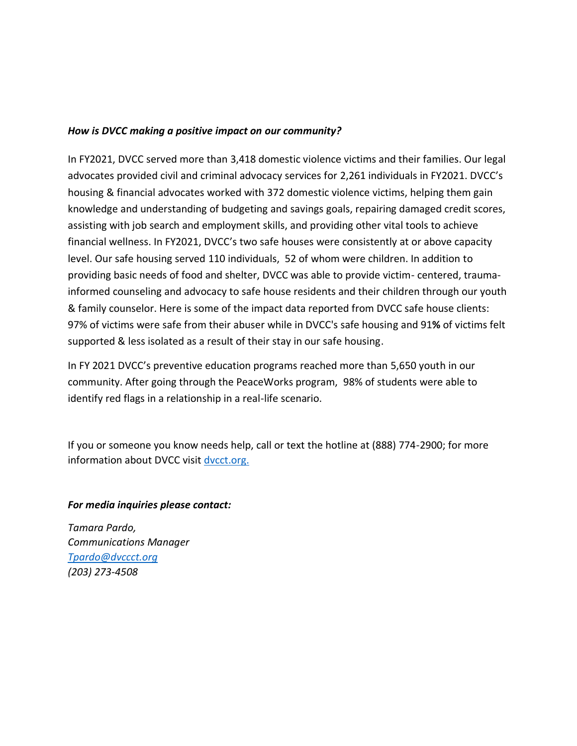***How is DVCC making a positive impact on our community?***

In FY2021, DVCC served more than 3,418 domestic violence victims and their families. Our legal advocates provided civil and criminal advocacy services for 2,261 individuals in FY2021. DVCC's housing & financial advocates worked with 372 domestic violence victims, helping them gain knowledge and understanding of budgeting and savings goals, repairing damaged credit scores, assisting with job search and employment skills, and providing other vital tools to achieve financial wellness. In FY2021, DVCC's two safe houses were consistently at or above capacity level. Our safe housing served 110 individuals, 52 of whom were children. In addition to providing basic needs of food and shelter, DVCC was able to provide victim- centered, trauma-informed counseling and advocacy to safe house residents and their children through our youth & family counselor. Here is some of the impact data reported from DVCC safe house clients: 97% of victims were safe from their abuser while in DVCC's safe housing and 91**%** of victims felt supported & less isolated as a result of their stay in our safe housing.

In FY 2021 DVCC's preventive education programs reached more than 5,650 youth in our community. After going through the PeaceWorks program, 98% of students were able to identify red flags in a relationship in a real-life scenario.

If you or someone you know needs help, call or text the hotline at (888) 774-2900; for more information about DVCC visit [dvcct.org.](dvcct.org)

***For media inquiries please contact:***

*Tamara Pardo,*
*Communications Manager*
*[Tpardo@dvccct.org](mailto:Tpardo@dvccct.org)*
*(203) 273-4508*